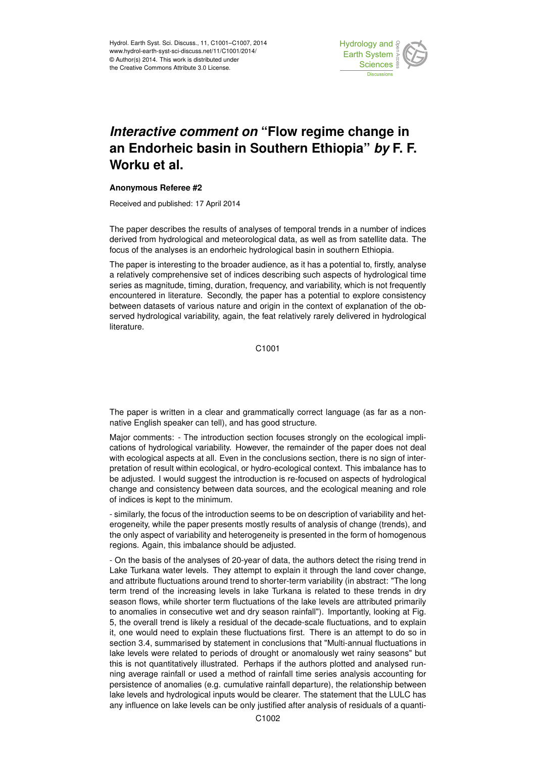# *Interactive comment on* "Flow regime change in an Endorheic basin in Southern Ethiopia" *by* F. F. Worku et al.

**Anonymous Referee #2**

Received and published: 17 April 2014

The paper describes the results of analyses of temporal trends in a number of indices derived from hydrological and meteorological data, as well as from satellite data. The focus of the analyses is an endorheic hydrological basin in southern Ethiopia.

The paper is interesting to the broader audience, as it has a potential to, firstly, analyse a relatively comprehensive set of indices describing such aspects of hydrological time series as magnitude, timing, duration, frequency, and variability, which is not frequently encountered in literature. Secondly, the paper has a potential to explore consistency between datasets of various nature and origin in the context of explanation of the observed hydrological variability, again, the feat relatively rarely delivered in hydrological literature.

The paper is written in a clear and grammatically correct language (as far as a non-native English speaker can tell), and has good structure.

Major comments: - The introduction section focuses strongly on the ecological implications of hydrological variability. However, the remainder of the paper does not deal with ecological aspects at all. Even in the conclusions section, there is no sign of interpretation of result within ecological, or hydro-ecological context. This imbalance has to be adjusted. I would suggest the introduction is re-focused on aspects of hydrological change and consistency between data sources, and the ecological meaning and role of indices is kept to the minimum.

- similarly, the focus of the introduction seems to be on description of variability and heterogeneity, while the paper presents mostly results of analysis of change (trends), and the only aspect of variability and heterogeneity is presented in the form of homogenous regions. Again, this imbalance should be adjusted.

- On the basis of the analyses of 20-year of data, the authors detect the rising trend in Lake Turkana water levels. They attempt to explain it through the land cover change, and attribute fluctuations around trend to shorter-term variability (in abstract: "The long term trend of the increasing levels in lake Turkana is related to these trends in dry season flows, while shorter term fluctuations of the lake levels are attributed primarily to anomalies in consecutive wet and dry season rainfall"). Importantly, looking at Fig. 5, the overall trend is likely a residual of the decade-scale fluctuations, and to explain it, one would need to explain these fluctuations first. There is an attempt to do so in section 3.4, summarised by statement in conclusions that "Multi-annual fluctuations in lake levels were related to periods of drought or anomalously wet rainy seasons" but this is not quantitatively illustrated. Perhaps if the authors plotted and analysed running average rainfall or used a method of rainfall time series analysis accounting for persistence of anomalies (e.g. cumulative rainfall departure), the relationship between lake levels and hydrological inputs would be clearer. The statement that the LULC has any influence on lake levels can be only justified after analysis of residuals of a quanti-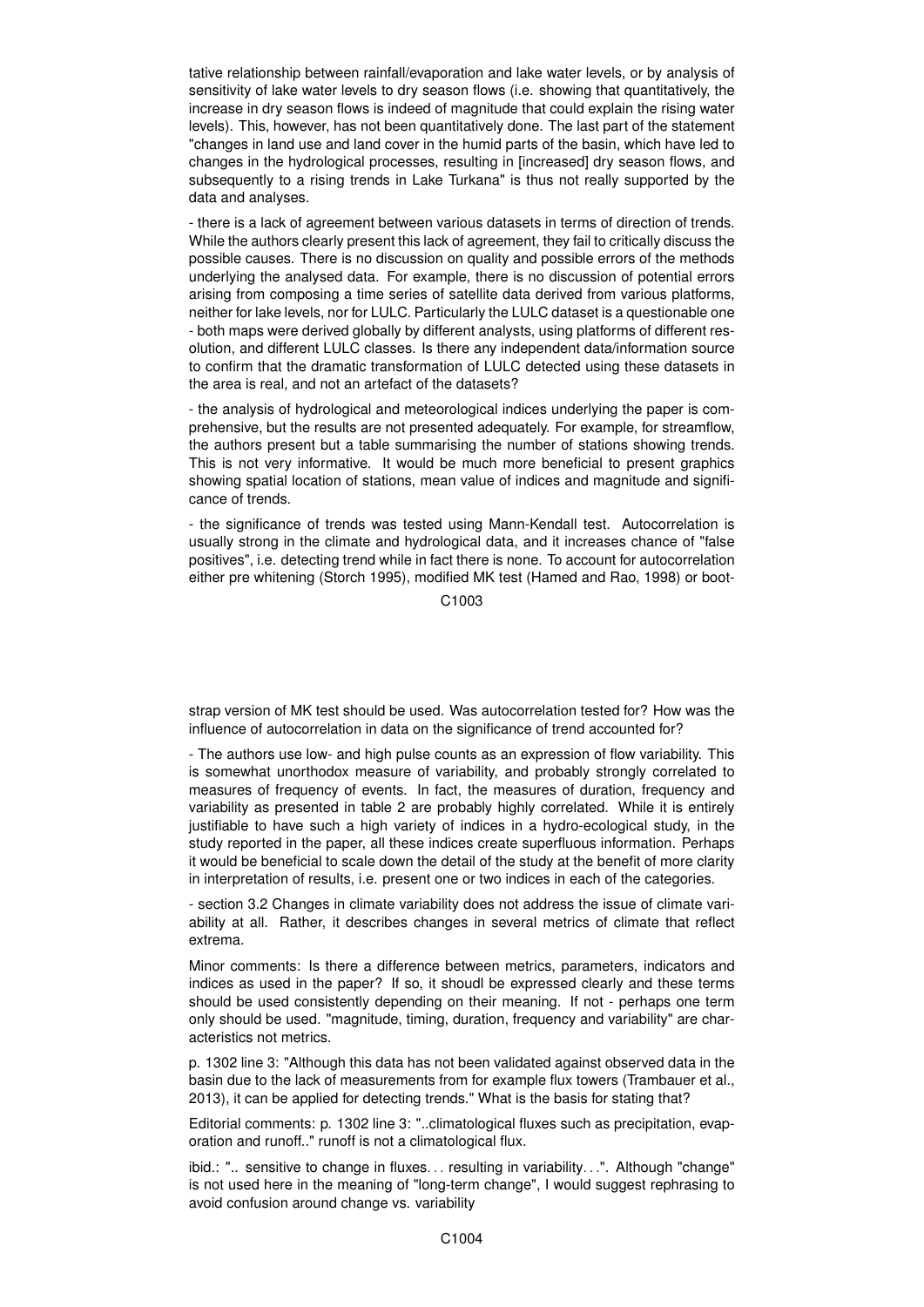tative relationship between rainfall/evaporation and lake water levels, or by analysis of sensitivity of lake water levels to dry season flows (i.e. showing that quantitatively, the increase in dry season flows is indeed of magnitude that could explain the rising water levels). This, however, has not been quantitatively done. The last part of the statement "changes in land use and land cover in the humid parts of the basin, which have led to changes in the hydrological processes, resulting in [increased] dry season flows, and subsequently to a rising trends in Lake Turkana" is thus not really supported by the data and analyses.

- there is a lack of agreement between various datasets in terms of direction of trends. While the authors clearly present this lack of agreement, they fail to critically discuss the possible causes. There is no discussion on quality and possible errors of the methods underlying the analysed data. For example, there is no discussion of potential errors arising from composing a time series of satellite data derived from various platforms, neither for lake levels, nor for LULC. Particularly the LULC dataset is a questionable one - both maps were derived globally by different analysts, using platforms of different resolution, and different LULC classes. Is there any independent data/information source to confirm that the dramatic transformation of LULC detected using these datasets in the area is real, and not an artefact of the datasets?

- the analysis of hydrological and meteorological indices underlying the paper is comprehensive, but the results are not presented adequately. For example, for streamflow, the authors present but a table summarising the number of stations showing trends. This is not very informative. It would be much more beneficial to present graphics showing spatial location of stations, mean value of indices and magnitude and significance of trends.

- the significance of trends was tested using Mann-Kendall test. Autocorrelation is usually strong in the climate and hydrological data, and it increases chance of "false positives", i.e. detecting trend while in fact there is none. To account for autocorrelation either pre whitening (Storch 1995), modified MK test (Hamed and Rao, 1998) or bootstrap version of MK test should be used. Was autocorrelation tested for? How was the influence of autocorrelation in data on the significance of trend accounted for?

- The authors use low- and high pulse counts as an expression of flow variability. This is somewhat unorthodox measure of variability, and probably strongly correlated to measures of frequency of events. In fact, the measures of duration, frequency and variability as presented in table 2 are probably highly correlated. While it is entirely justifiable to have such a high variety of indices in a hydro-ecological study, in the study reported in the paper, all these indices create superfluous information. Perhaps it would be beneficial to scale down the detail of the study at the benefit of more clarity in interpretation of results, i.e. present one or two indices in each of the categories.

- section 3.2 Changes in climate variability does not address the issue of climate variability at all. Rather, it describes changes in several metrics of climate that reflect extrema.

Minor comments: Is there a difference between metrics, parameters, indicators and indices as used in the paper? If so, it shoudl be expressed clearly and these terms should be used consistently depending on their meaning. If not - perhaps one term only should be used. "magnitude, timing, duration, frequency and variability" are characteristics not metrics.

p. 1302 line 3: "Although this data has not been validated against observed data in the basin due to the lack of measurements from for example flux towers (Trambauer et al., 2013), it can be applied for detecting trends." What is the basis for stating that?

Editorial comments: p. 1302 line 3: "..climatological fluxes such as precipitation, evaporation and runoff.." runoff is not a climatological flux.

ibid.: ".. sensitive to change in fluxes... resulting in variability...". Although "change" is not used here in the meaning of "long-term change", I would suggest rephrasing to avoid confusion around change vs. variability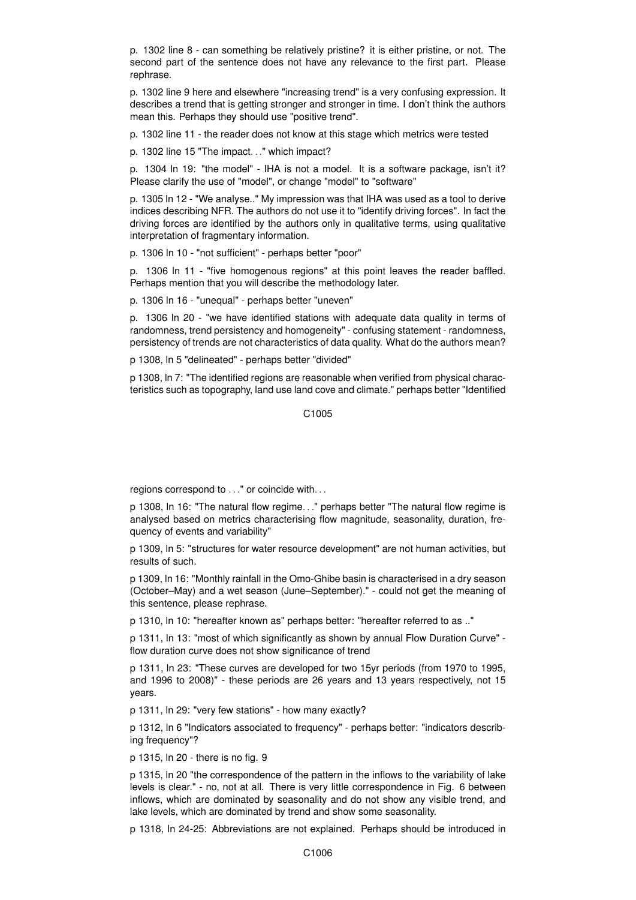p. 1302 line 8 - can something be relatively pristine? it is either pristine, or not. The second part of the sentence does not have any relevance to the first part. Please rephrase.

p. 1302 line 9 here and elsewhere "increasing trend" is a very confusing expression. It describes a trend that is getting stronger and stronger in time. I don't think the authors mean this. Perhaps they should use "positive trend".

p. 1302 line 11 - the reader does not know at this stage which metrics were tested

p. 1302 line 15 "The impact. . ." which impact?

p. 1304 ln 19: "the model" - IHA is not a model. It is a software package, isn't it? Please clarify the use of "model", or change "model" to "software"

p. 1305 ln 12 - "We analyse.." My impression was that IHA was used as a tool to derive indices describing NFR. The authors do not use it to "identify driving forces". In fact the driving forces are identified by the authors only in qualitative terms, using qualitative interpretation of fragmentary information.

p. 1306 ln 10 - "not sufficient" - perhaps better "poor"

p. 1306 ln 11 - "five homogenous regions" at this point leaves the reader baffled. Perhaps mention that you will describe the methodology later.

p. 1306 ln 16 - "unequal" - perhaps better "uneven"

p. 1306 ln 20 - "we have identified stations with adequate data quality in terms of randomness, trend persistency and homogeneity" - confusing statement - randomness, persistency of trends are not characteristics of data quality. What do the authors mean?

p 1308, ln 5 "delineated" - perhaps better "divided"

p 1308, ln 7: "The identified regions are reasonable when verified from physical characteristics such as topography, land use land cove and climate." perhaps better "Identified regions correspond to . . ." or coincide with. . .

p 1308, ln 16: "The natural flow regime. . ." perhaps better "The natural flow regime is analysed based on metrics characterising flow magnitude, seasonality, duration, frequency of events and variability"

p 1309, ln 5: "structures for water resource development" are not human activities, but results of such.

p 1309, ln 16: "Monthly rainfall in the Omo-Ghibe basin is characterised in a dry season (October–May) and a wet season (June–September)." - could not get the meaning of this sentence, please rephrase.

p 1310, ln 10: "hereafter known as" perhaps better: "hereafter referred to as .."

p 1311, ln 13: "most of which significantly as shown by annual Flow Duration Curve" - flow duration curve does not show significance of trend

p 1311, ln 23: "These curves are developed for two 15yr periods (from 1970 to 1995, and 1996 to 2008)" - these periods are 26 years and 13 years respectively, not 15 years.

p 1311, ln 29: "very few stations" - how many exactly?

p 1312, ln 6 "Indicators associated to frequency" - perhaps better: "indicators describing frequency"?

p 1315, ln 20 - there is no fig. 9

p 1315, ln 20 "the correspondence of the pattern in the inflows to the variability of lake levels is clear." - no, not at all. There is very little correspondence in Fig. 6 between inflows, which are dominated by seasonality and do not show any visible trend, and lake levels, which are dominated by trend and show some seasonality.

p 1318, ln 24-25: Abbreviations are not explained. Perhaps should be introduced in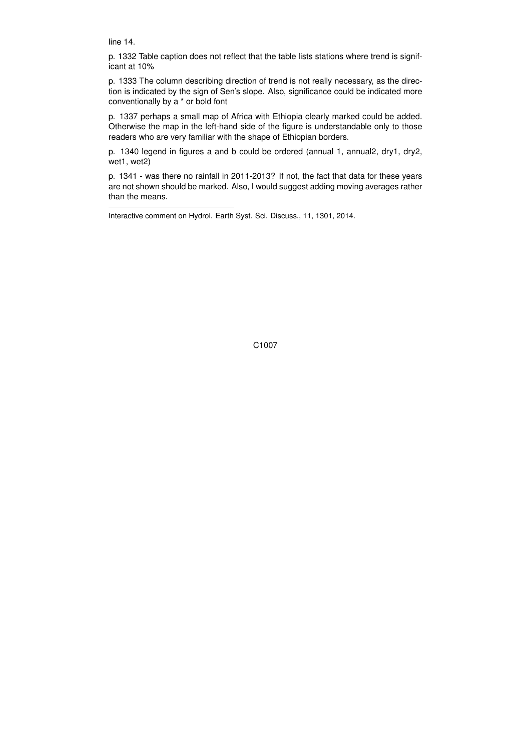line 14.

p. 1332 Table caption does not reflect that the table lists stations where trend is significant at 10%

p. 1333 The column describing direction of trend is not really necessary, as the direction is indicated by the sign of Sen's slope. Also, significance could be indicated more conventionally by a * or bold font

p. 1337 perhaps a small map of Africa with Ethiopia clearly marked could be added. Otherwise the map in the left-hand side of the figure is understandable only to those readers who are very familiar with the shape of Ethiopian borders.

p. 1340 legend in figures a and b could be ordered (annual 1, annual2, dry1, dry2, wet1, wet2)

p. 1341 - was there no rainfall in 2011-2013? If not, the fact that data for these years are not shown should be marked. Also, I would suggest adding moving averages rather than the means.

---

Interactive comment on Hydrol. Earth Syst. Sci. Discuss., 11, 1301, 2014.